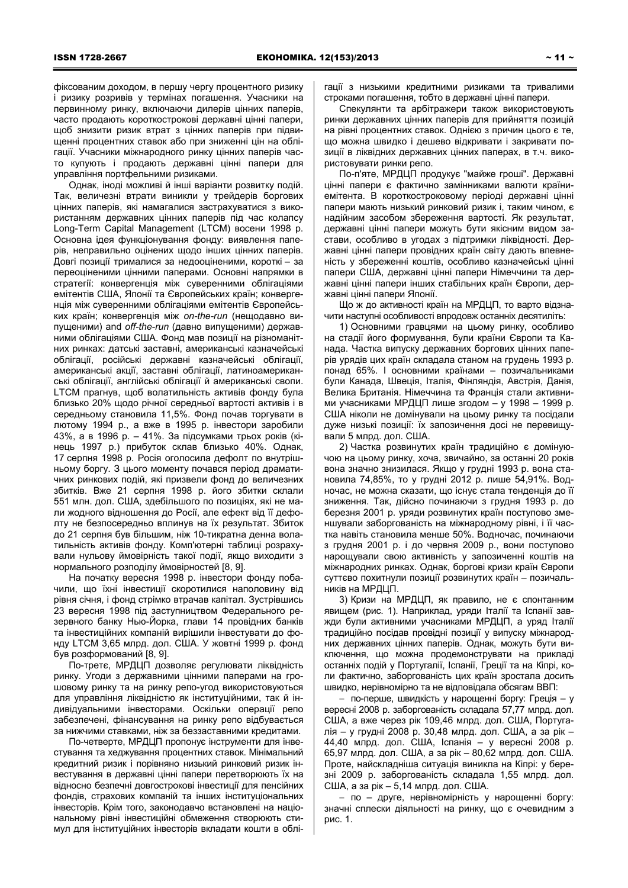фіксованим доходом, в першу чергу процентного ризику і ризику розривів у термінах погашення. Учасники на первинному ринку, включаючи дилерів цінних паперів, часто продають короткострокові державні цінні папери, щоб знизити ризик втрат з цінних паперів при підвищенні процентних ставок або при зниженні цін на облігації. Учасники міжнародного ринку цінних паперів часто купують і продають державні цінні папери для управління портфельними ризиками.

Однак, іноді можливі й інші варіанти розвитку подій. Так, величезні втрати виникли у трейдерів боргових цінних паперів, які намагалися застрахуватися з використанням державних цінних паперів під час колапсу Long-Term Capital Management (LTCM) восени 1998 р. Основна ідея функціонування фонду: виявлення паперів, неправильно оцінених щодо інших цінних паперів. Довгі позиції трималися за недооціненими, короткі – за переоціненими цінними паперами. Основні напрямки в стратегії: конвергенція між суверенними облігаціями емітентів США, Японії та Європейських країн; конвергенція між суверенними облігаціями емітентів Європейських країн; конвергенція між *on-the-run* (нещодавно випущеними) and *off-the-run* (давно випущеними) державними облігаціями США. Фонд мав позиції на різноманітних ринках: датські заставні, американські казначейські облігації, російські державні казначейські облігації, американські акції, заставні облігації, латиноамериканські облігації, англійські облігації й американські свопи. LTCM прагнув, щоб волатильність активів фонду була близько 20% щодо річної середньої вартості активів і в середньому становила 11,5%. Фонд почав торгувати в лютому 1994 р., а вже в 1995 р. інвестори заробили 43%, а в 1996 р. – 41%. За підсумками трьох років (кінець 1997 р.) прибуток склав близько 40%. Однак, 17 серпня 1998 р. Росія оголосила дефолт по внутрішньому боргу. З цього моменту почався період драматичних ринкових подій, які призвели фонд до величезних збитків. Вже 21 серпня 1998 р. його збитки склали 551 млн. дол. США, здебільшого по позиціях, які не мали жодного відношення до Росії, але ефект від її дефолту не безпосередньо вплинув на їх результат. Збиток до 21 серпня був більшим, ніж 10-тикратна денна волатильність активів фонду. Комп'ютерні таблиці розраховували нульову ймовірність такої події, якщо виходити з нормального розподілу ймовірностей [8, 9].

На початку вересня 1998 р. інвестори фонду побачили, що їхні інвестиції скоротилися наполовину від рівня січня, і фонд стрімко втрачав капітал. Зустрівшись 23 вересня 1998 під заступництвом Федерального резервного банку Нью-Йорка, глави 14 провідних банків та інвестиційних компаній вирішили інвестувати до фонду LTCM 3,65 млрд. дол. США. У жовтні 1999 р. фонд був розформований [8, 9].

По-третє, МРДЦП дозволяє регулювати ліквідність ринку. Угоди з державними цінними паперами на грошовому ринку та на ринку репо-угод використовуються для управління ліквідністю як інституційними, так й індивідуальними інвесторами. Оскільки операції репо забезпечені, фінансування на ринку репо відбувається за нижчими ставками, ніж за беззаставними кредитами.

По-четверте, МРДЦП пропонує інструменти для інвестування та хеджування процентних ставок. Мінімальний кредитний ризик і порівняно низький ринковий ризик інвестування в державні цінні папери перетворюють їх на відносно безпечні довгострокові інвестиції для пенсійних фондів, страхових компаній та інших інституціональних інвесторів. Крім того, законодавчо встановлені на національному рівні інвестиційні обмеження створюють стимул для інституційних інвесторів вкладати кошти в облігації з низькими кредитними ризиками та тривалими строками погашення, тобто в державні цінні папери.

Спекулянти та арбітражери також використовують ринки державних цінних паперів для прийняття позицій на рівні процентних ставок. Однією з причин цього є те, що можна швидко і дешево відкривати і закривати позиції в ліквідних державних цінних паперах, в т.ч. використовувати ринки репо.

По-п'яте, МРДЦП продукує "майже гроші". Державні цінні папери є фактично замінниками валюти країни-емітента. В короткостроковому періоді державні цінні папери мають низький ринковий ризик і, таким чином, є надійним засобом збереження вартості. Як результат, державні цінні папери можуть бути якісним видом застави, особливо в угодах з підтримки ліквідності. Державні цінні папери провідних країн світу дають впевненість у збереженні коштів, особливо казначейські цінні папери США, державні цінні папери Німеччини та державні цінні папери інших стабільних країн Європи, державні цінні папери Японії.

Що ж до активності країн на МРДЦП, то варто відзначити наступні особливості впродовж останніх десятиліть:

1) Основними гравцями на цьому ринку, особливо на стадії його формування, були країни Європи та Канада. Частка випуску державних боргових цінних паперів урядів цих країн складала станом на грудень 1993 р. понад 65%. І основними країнами – позичальниками були Канада, Швеція, Італія, Фінляндія, Австрія, Данія, Велика Британія. Німеччина та Франція стали активними учасниками МРДЦП лише згодом – у 1998 – 1999 р. США ніколи не домінували на цьому ринку та посідали дуже низькі позиції: їх запозичення досі не перевищували 5 млрд. дол. США.

2) Частка розвинутих країн традиційно є домінуючою на цьому ринку, хоча, звичайно, за останні 20 років вона значно знизилася. Якщо у грудні 1993 р. вона становила 74,85%, то у грудні 2012 р. лише 54,91%. Водночас, не можна сказати, що існує стала тенденція до її зниження. Так, дійсно починаючи з грудня 1993 р. до березня 2001 р. уряди розвинутих країн поступово зменшували заборгованість на міжнародному рівні, і її частка навіть становила менше 50%. Водночас, починаючи з грудня 2001 р. і до червня 2009 р., вони поступово нарощували свою активність у запозиченні коштів на міжнародних ринках. Однак, боргові кризи країн Європи суттєво похитнули позиції розвинутих країн – позичальників на МРДЦП.

3) Кризи на МРДЦП, як правило, не є спонтанним явищем (рис. 1). Наприклад, уряди Італії та Іспанії завжди були активними учасниками МРДЦП, а уряд Італії традиційно посідав провідні позиції у випуску міжнародних державних цінних паперів. Однак, можуть бути виключення, що можна продемонструвати на прикладі останніх подій у Португалії, Іспанії, Греції та на Кіпрі, коли фактично, заборгованість цих країн зростала досить швидко, нерівномірно та не відповідала обсягам ВВП:

- по-перше, швидкість у нарощенні боргу: Греція – у вересні 2008 р. заборгованість складала 57,77 млрд. дол. США, а вже через рік 109,46 млрд. дол. США, Португалія – у грудні 2008 р. 30,48 млрд. дол. США, а за рік – 44,40 млрд. дол. США, Іспанія – у вересні 2008 р. 65,97 млрд. дол. США, а за рік – 80,62 млрд. дол. США. Проте, найскладніша ситуація виникла на Кіпрі: у березні 2009 р. заборгованість складала 1,55 млрд. дол. США, а за рік – 5,14 млрд. дол. США.
- по – друге, нерівномірність у нарощенні боргу: значні сплески діяльності на ринку, що є очевидним з рис. 1.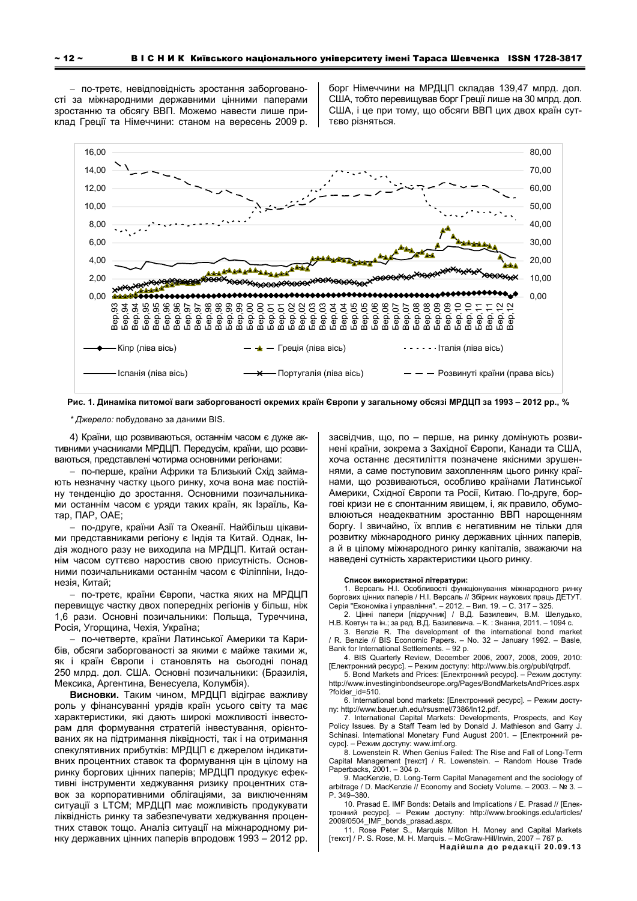– по-третє, невідповідність зростання заборгованості за міжнародними державними цінними паперами зростанню та обсягу ВВП. Можемо навести лише приклад Греції та Німеччини: станом на вересень 2009 р. борг Німеччини на МРДЦП складав 139,47 млрд. дол. США, тобто перевищував борг Греції лише на 30 млрд. дол. США, і це при тому, що обсяги ВВП цих двох країн суттєво різняться.

**Рис. 1. Динаміка питомої ваги заборгованості окремих країн Європи у загальному обсязі МРДЦП за 1993 – 2012 рр., %**

*\* Джерело:* побудовано за даними BIS.

4) Країни, що розвиваються, останнім часом є дуже активними учасниками МРДЦП. Передусім, країни, що розвиваються, представлені чотирма основними регіонами:

– по-перше, країни Африки та Близький Схід займають незначну частку цього ринку, хоча вона має постійну тенденцію до зростання. Основними позичальниками останнім часом є уряди таких країн, як Ізраїль, Катар, ПАР, ОАЕ;

– по-друге, країни Азії та Океанії. Найбільш цікавими представниками регіону є Індія та Китай. Однак, Індія жодного разу не виходила на МРДЦП. Китай останнім часом суттєво наростив свою присутність. Основними позичальниками останнім часом є Філіппіни, Індонезія, Китай;

– по-третє, країни Європи, частка яких на МРДЦП перевищує частку двох попередніх регіонів у більш, ніж 1,6 рази. Основні позичальники: Польща, Туреччина, Росія, Угорщина, Чехія, Україна;

– по-четверте, країни Латинської Америки та Карибів, обсяги заборгованості за якими є майже такими ж, як і країн Європи і становлять на сьогодні понад 250 млрд. дол. США. Основні позичальники: (Бразилія, Мексика, Аргентина, Венесуела, Колумбія).

**Висновки.** Таким чином, МРДЦП відіграє важливу роль у фінансуванні урядів країн усього світу та має характеристики, які дають широкі можливості інвесторам для формування стратегій інвестування, орієнтованих як на підтримання ліквідності, так і на отримання спекулятивних прибутків: МРДЦП є джерелом індикативних процентних ставок та формування цін в цілому на ринку боргових цінних паперів; МРДЦП продукує ефективні інструменти хеджування ризику процентних ставок за корпоративними облігаціями, за виключенням ситуації з LTCM; МРДЦП має можливість продукувати ліквідність ринку та забезпечувати хеджування процентних ставок тощо. Аналіз ситуації на міжнародному ринку державних цінних паперів впродовж 1993 – 2012 рр. засвідчив, що, по – перше, на ринку домінують розвинені країни, зокрема з Західної Європи, Канади та США, хоча останнє десятиліття позначене якісними зрушеннями, а саме поступовим захопленням цього ринку країнами, що розвиваються, особливо країнами Латинської Америки, Східної Європи та Росії, Китаю. По-друге, боргові кризи не є спонтанним явищем, і, як правило, обумовлюються неадекватним зростанню ВВП нарощенням боргу. І звичайно, їх вплив є негативним не тільки для розвитку міжнародного ринку державних цінних паперів, а й в цілому міжнародного ринку капіталів, зважаючи на наведені сутність характеристики цього ринку.

**Список використаної літератури:**

1. Версаль Н.І. Особливості функціонування міжнародного ринку боргових цінних паперів / Н.І. Версаль // Збірник наукових праць ДЕТУТ. Серія "Економіка і управління". – 2012. – Вип. 19. – С. 317 – 325.
2. Цінні папери [підручник] / В.Д. Базилевич, В.М. Шелудько, Н.В. Ковтун та ін.; за ред. В.Д. Базилевича. – К. : Знання, 2011. – 1094 с.
3. Benzie R. The development of the international bond market / R. Benzie // BIS Economic Papers. – No. 32 – January 1992. – Basle, Bank for International Settlements. – 92 p.
4. BIS Quarterly Review, December 2006, 2007, 2008, 2009, 2010: [Електронний ресурс]. – Режим доступу: http://www.bis.org/publ/qtrpdf.
5. Bond Markets and Prices: [Електронний ресурс]. – Режим доступу: http://www.investinginbondseurope.org/Pages/BondMarketsAndPrices.aspx?folder_id=510.
6. International bond markets: [Електронний ресурс]. – Режим доступу: http://www.bauer.uh.edu/rsusmel/7386/ln12.pdf.
7. International Capital Markets: Developments, Prospects, and Key Policy Issues. By a Staff Team led by Donald J. Mathieson and Garry J. Schinasi. International Monetary Fund August 2001. – [Електронний ресурс]. – Режим доступу: www.imf.org.
8. Lowenstein R. When Genius Failed: The Rise and Fall of Long-Term Capital Management [текст] / R. Lowenstein. – Random House Trade Paperbacks, 2001. – 304 p.
9. MacKenzie, D. Long-Term Capital Management and the sociology of arbitrage / D. MacKenzie // Economy and Society Volume. – 2003. – № 3. – P. 349–380.
10. Prasad E. IMF Bonds: Details and Implications / E. Prasad // [Електронний ресурс]. – Режим доступу: http://www.brookings.edu/articles/2009/0504_IMF_bonds_prasad.aspx.
11. Rose Peter S., Marquis Milton H. Money and Capital Markets [текст] / P. S. Rose, M. H. Marquis. – McGraw-Hill/Irwin, 2007 – 767 p.

**Надійшла до редакції 20.09.13**